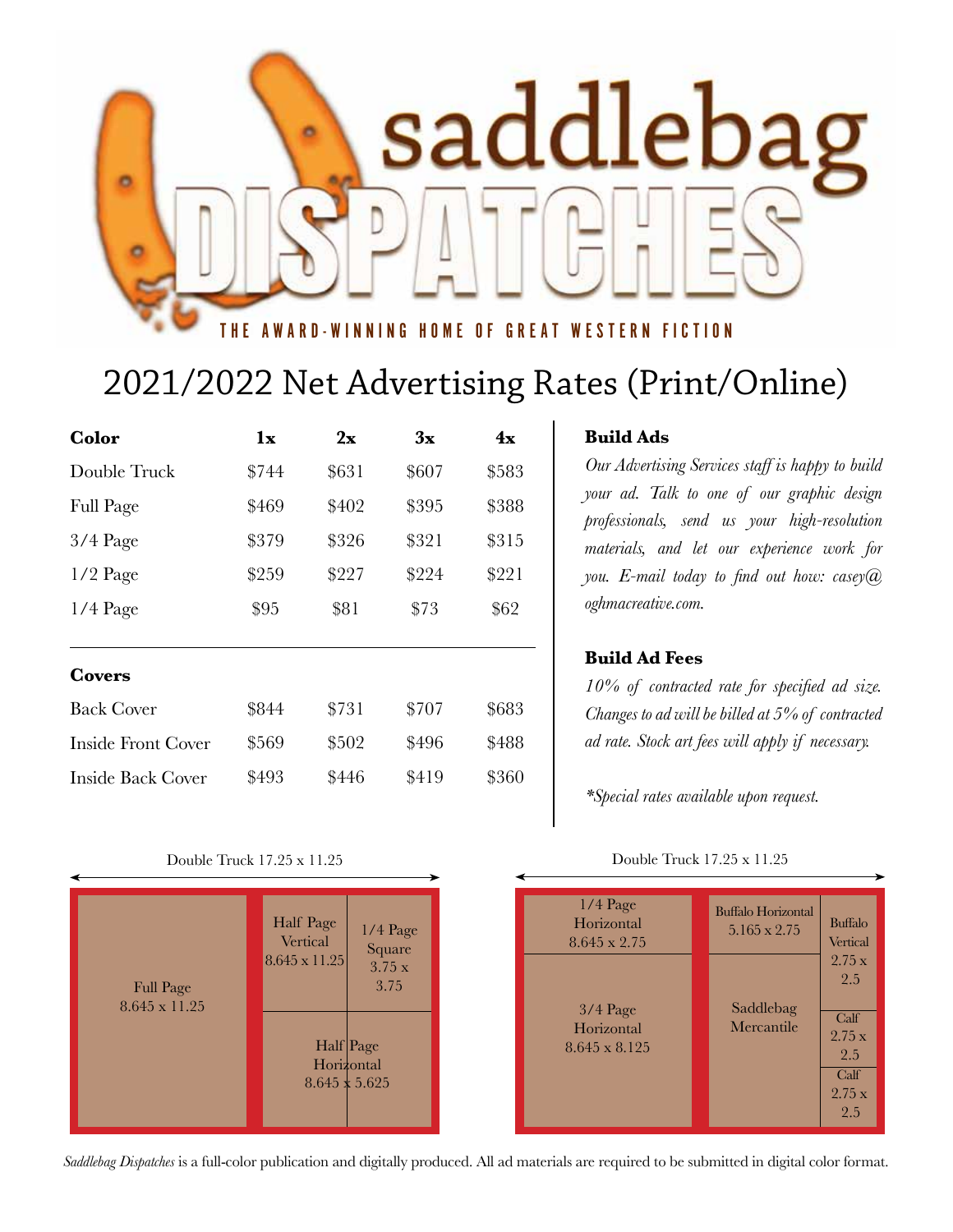# saddlebag DISPATCHES

THE AWARD-WINNING HOME OF GREAT WESTERN FICTION

## 2021/2022 Net Advertising Rates (Print/Online)

| **Color** | **1x** | **2x** | **3x** | **4x** |
|---|---|---|---|---|
| Double Truck | $744 | $631 | $607 | $583 |
| Full Page | $469 | $402 | $395 | $388 |
| 3/4 Page | $379 | $326 | $321 | $315 |
| 1/2 Page | $259 | $227 | $224 | $221 |
| 1/4 Page | $95 | $81 | $73 | $62 |

| **Covers** | **1x** | **2x** | **3x** | **4x** |
|---|---|---|---|---|
| Back Cover | $844 | $731 | $707 | $683 |
| Inside Front Cover | $569 | $502 | $496 | $488 |
| Inside Back Cover | $493 | $446 | $419 | $360 |

**Build Ads**

*Our Advertising Services staff is happy to build your ad. Talk to one of our graphic design professionals, send us your high-resolution materials, and let our experience work for you. E-mail today to find out how: casey@oghmacreative.com.*

**Build Ad Fees**

*10% of contracted rate for specified ad size. Changes to ad will be billed at 5% of contracted ad rate. Stock art fees will apply if necessary.*

*\*Special rates available upon request.*

Double Truck 17.25 x 11.25

- Full Page 8.645 x 11.25
- Half Page Vertical 8.645 x 11.25
- 1/4 Page Square 3.75 x 3.75
- Half Page Horizontal 8.645 x 5.625

Double Truck 17.25 x 11.25

- 1/4 Page Horizontal 8.645 x 2.75
- 3/4 Page Horizontal 8.645 x 8.125
- Buffalo Horizontal 5.165 x 2.75
- Saddlebag Mercantile
- Buffalo Vertical 2.75 x 2.5
- Calf 2.75 x 2.5
- Calf 2.75 x 2.5

*Saddlebag Dispatches* is a full-color publication and digitally produced. All ad materials are required to be submitted in digital color format.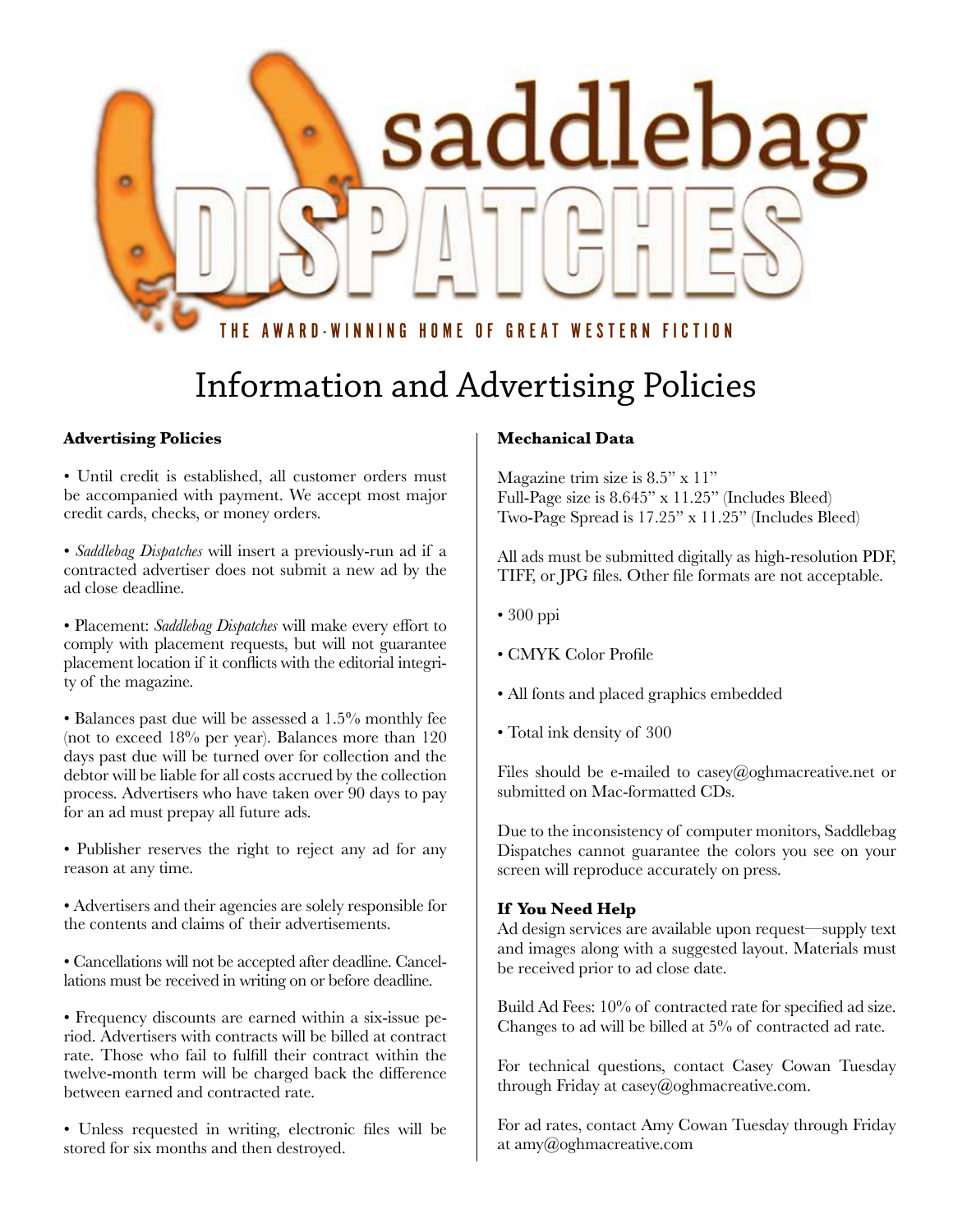# saddlebag DISPATCHES

THE AWARD-WINNING HOME OF GREAT WESTERN FICTION

# Information and Advertising Policies

**Advertising Policies**

• Until credit is established, all customer orders must be accompanied with payment. We accept most major credit cards, checks, or money orders.

• *Saddlebag Dispatches* will insert a previously-run ad if a contracted advertiser does not submit a new ad by the ad close deadline.

• Placement: *Saddlebag Dispatches* will make every effort to comply with placement requests, but will not guarantee placement location if it conflicts with the editorial integrity of the magazine.

• Balances past due will be assessed a 1.5% monthly fee (not to exceed 18% per year). Balances more than 120 days past due will be turned over for collection and the debtor will be liable for all costs accrued by the collection process. Advertisers who have taken over 90 days to pay for an ad must prepay all future ads.

• Publisher reserves the right to reject any ad for any reason at any time.

• Advertisers and their agencies are solely responsible for the contents and claims of their advertisements.

• Cancellations will not be accepted after deadline. Cancellations must be received in writing on or before deadline.

• Frequency discounts are earned within a six-issue period. Advertisers with contracts will be billed at contract rate. Those who fail to fulfill their contract within the twelve-month term will be charged back the difference between earned and contracted rate.

• Unless requested in writing, electronic files will be stored for six months and then destroyed.

**Mechanical Data**

Magazine trim size is 8.5" x 11"
Full-Page size is 8.645" x 11.25" (Includes Bleed)
Two-Page Spread is 17.25" x 11.25" (Includes Bleed)

All ads must be submitted digitally as high-resolution PDF, TIFF, or JPG files. Other file formats are not acceptable.

• 300 ppi

• CMYK Color Profile

• All fonts and placed graphics embedded

• Total ink density of 300

Files should be e-mailed to casey@oghmacreative.net or submitted on Mac-formatted CDs.

Due to the inconsistency of computer monitors, Saddlebag Dispatches cannot guarantee the colors you see on your screen will reproduce accurately on press.

**If You Need Help**

Ad design services are available upon request—supply text and images along with a suggested layout. Materials must be received prior to ad close date.

Build Ad Fees: 10% of contracted rate for specified ad size. Changes to ad will be billed at 5% of contracted ad rate.

For technical questions, contact Casey Cowan Tuesday through Friday at casey@oghmacreative.com.

For ad rates, contact Amy Cowan Tuesday through Friday at amy@oghmacreative.com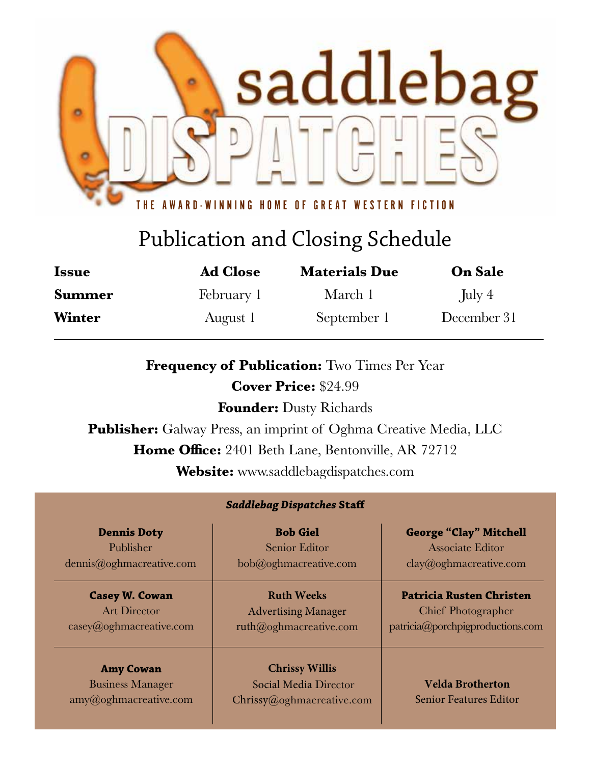# saddlebag DISPATCHES

THE AWARD-WINNING HOME OF GREAT WESTERN FICTION

## Publication and Closing Schedule

| Issue | Ad Close | Materials Due | On Sale |
|---|---|---|---|
| **Summer** | February 1 | March 1 | July 4 |
| **Winter** | August 1 | September 1 | December 31 |

**Frequency of Publication:** Two Times Per Year

**Cover Price:** $24.99

**Founder:** Dusty Richards

**Publisher:** Galway Press, an imprint of Oghma Creative Media, LLC

**Home Office:** 2401 Beth Lane, Bentonville, AR 72712

**Website:** www.saddlebagdispatches.com

### ***Saddlebag Dispatches*** **Staff**

| | | |
|---|---|---|
| **Dennis Doty**<br>Publisher<br>dennis@oghmacreative.com | **Bob Giel**<br>Senior Editor<br>bob@oghmacreative.com | **George "Clay" Mitchell**<br>Associate Editor<br>clay@oghmacreative.com |
| **Casey W. Cowan**<br>Art Director<br>casey@oghmacreative.com | **Ruth Weeks**<br>Advertising Manager<br>ruth@oghmacreative.com | **Patricia Rusten Christen**<br>Chief Photographer<br>patricia@porchpigproductions.com |
| **Amy Cowan**<br>Business Manager<br>amy@oghmacreative.com | **Chrissy Willis**<br>Social Media Director<br>Chrissy@oghmacreative.com | **Velda Brotherton**<br>Senior Features Editor |